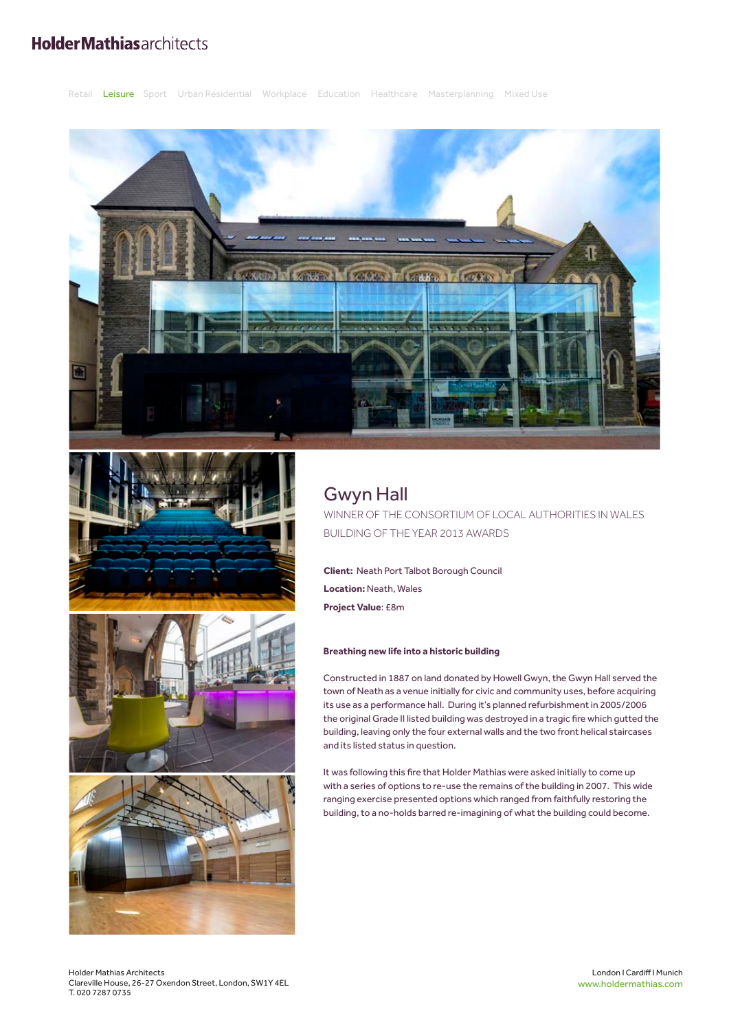HolderMathiasarchitects

Retail Leisure Sport Urban Residential Workplace Education Healthcare Masterplanning Mixed Use

# Gwyn Hall

WINNER OF THE CONSORTIUM OF LOCAL AUTHORITIES IN WALES BUILDING OF THE YEAR 2013 AWARDS

**Client:** Neath Port Talbot Borough Council

**Location:** Neath, Wales

**Project Value**: £8m

**Breathing new life into a historic building**

Constructed in 1887 on land donated by Howell Gwyn, the Gwyn Hall served the town of Neath as a venue initially for civic and community uses, before acquiring its use as a performance hall. During it's planned refurbishment in 2005/2006 the original Grade II listed building was destroyed in a tragic fire which gutted the building, leaving only the four external walls and the two front helical staircases and its listed status in question.

It was following this fire that Holder Mathias were asked initially to come up with a series of options to re-use the remains of the building in 2007. This wide ranging exercise presented options which ranged from faithfully restoring the building, to a no-holds barred re-imagining of what the building could become.

Holder Mathias Architects
Clareville House, 26-27 Oxendon Street, London, SW1Y 4EL
T. 020 7287 0735

London I Cardiff I Munich
www.holdermathias.com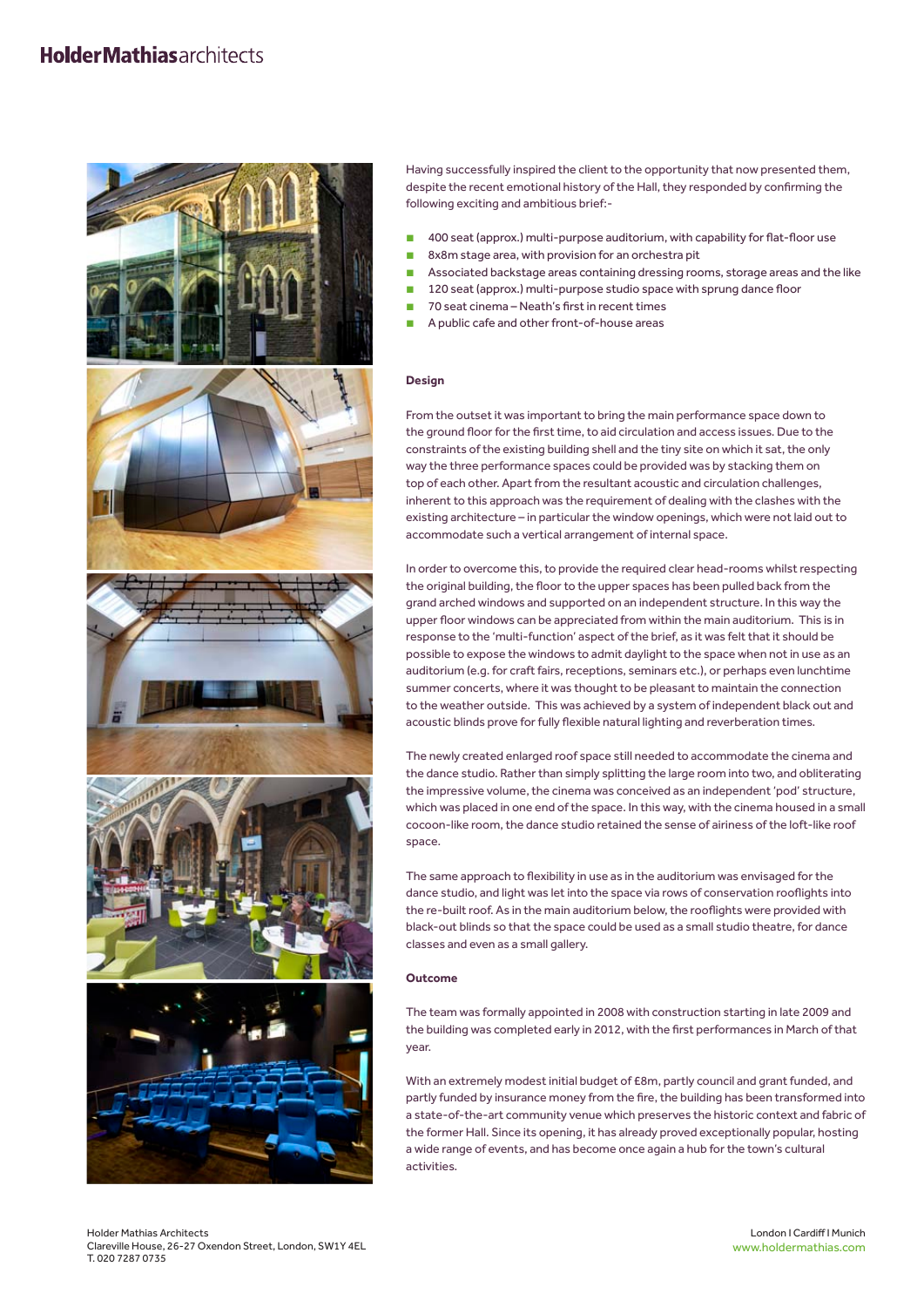Having successfully inspired the client to the opportunity that now presented them, despite the recent emotional history of the Hall, they responded by confirming the following exciting and ambitious brief:-

- 400 seat (approx.) multi-purpose auditorium, with capability for flat-floor use
- 8x8m stage area, with provision for an orchestra pit
- Associated backstage areas containing dressing rooms, storage areas and the like
- 120 seat (approx.) multi-purpose studio space with sprung dance floor
- 70 seat cinema – Neath's first in recent times
- A public cafe and other front-of-house areas

**Design**

From the outset it was important to bring the main performance space down to the ground floor for the first time, to aid circulation and access issues. Due to the constraints of the existing building shell and the tiny site on which it sat, the only way the three performance spaces could be provided was by stacking them on top of each other. Apart from the resultant acoustic and circulation challenges, inherent to this approach was the requirement of dealing with the clashes with the existing architecture – in particular the window openings, which were not laid out to accommodate such a vertical arrangement of internal space.

In order to overcome this, to provide the required clear head-rooms whilst respecting the original building, the floor to the upper spaces has been pulled back from the grand arched windows and supported on an independent structure. In this way the upper floor windows can be appreciated from within the main auditorium. This is in response to the 'multi-function' aspect of the brief, as it was felt that it should be possible to expose the windows to admit daylight to the space when not in use as an auditorium (e.g. for craft fairs, receptions, seminars etc.), or perhaps even lunchtime summer concerts, where it was thought to be pleasant to maintain the connection to the weather outside. This was achieved by a system of independent black out and acoustic blinds prove for fully flexible natural lighting and reverberation times.

The newly created enlarged roof space still needed to accommodate the cinema and the dance studio. Rather than simply splitting the large room into two, and obliterating the impressive volume, the cinema was conceived as an independent 'pod' structure, which was placed in one end of the space. In this way, with the cinema housed in a small cocoon-like room, the dance studio retained the sense of airiness of the loft-like roof space.

The same approach to flexibility in use as in the auditorium was envisaged for the dance studio, and light was let into the space via rows of conservation rooflights into the re-built roof. As in the main auditorium below, the rooflights were provided with black-out blinds so that the space could be used as a small studio theatre, for dance classes and even as a small gallery.

**Outcome**

The team was formally appointed in 2008 with construction starting in late 2009 and the building was completed early in 2012, with the first performances in March of that year.

With an extremely modest initial budget of £8m, partly council and grant funded, and partly funded by insurance money from the fire, the building has been transformed into a state-of-the-art community venue which preserves the historic context and fabric of the former Hall. Since its opening, it has already proved exceptionally popular, hosting a wide range of events, and has become once again a hub for the town's cultural activities.